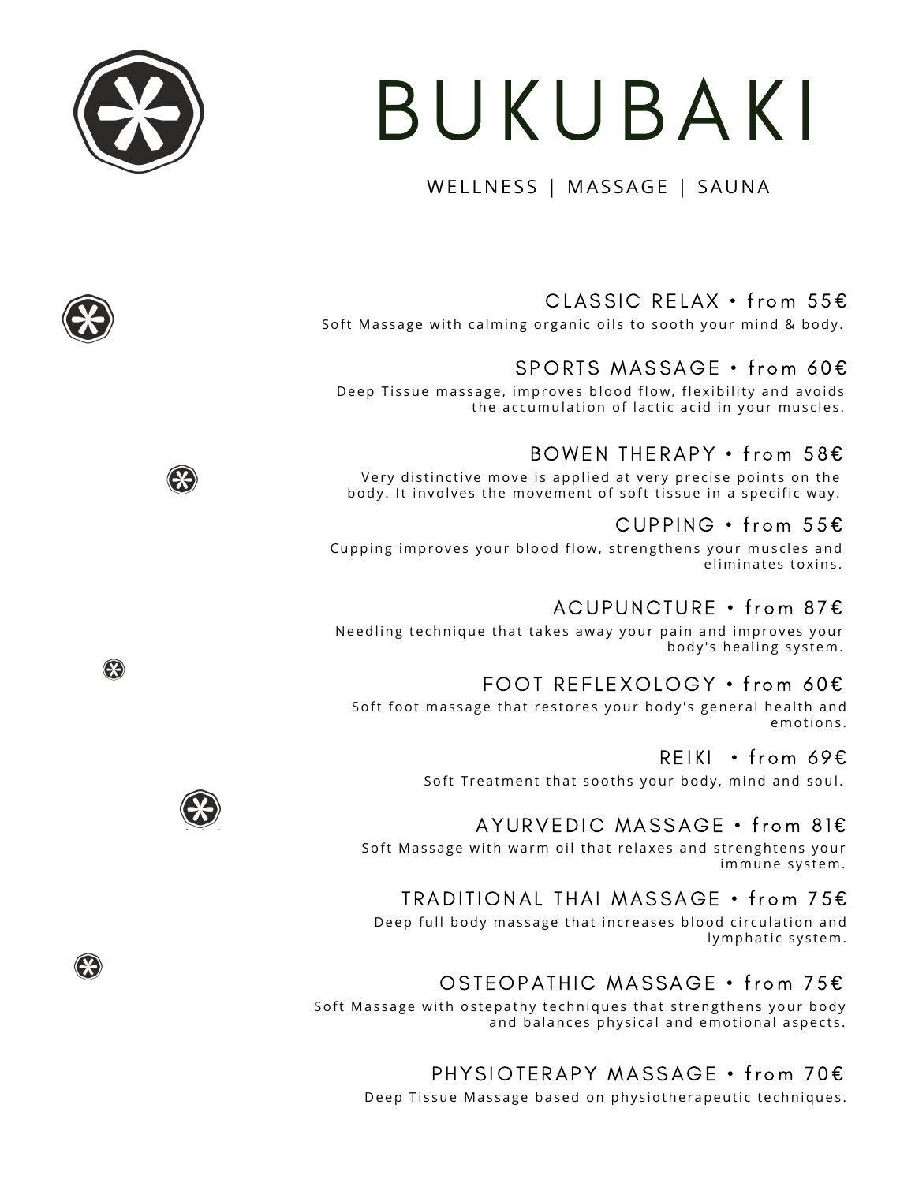# BUKUBAKI

WELLNESS | MASSAGE | SAUNA

### CLASSIC RELAX • from 55€

Soft Massage with calming organic oils to sooth your mind & body.

### SPORTS MASSAGE • from 60€

Deep Tissue massage, improves blood flow, flexibility and avoids the accumulation of lactic acid in your muscles.

### BOWEN THERAPY • from 58€

Very distinctive move is applied at very precise points on the body. It involves the movement of soft tissue in a specific way.

### CUPPING • from 55€

Cupping improves your blood flow, strengthens your muscles and eliminates toxins.

### ACUPUNCTURE • from 87€

Needling technique that takes away your pain and improves your body's healing system.

### FOOT REFLEXOLOGY • from 60€

Soft foot massage that restores your body's general health and emotions.

### REIKI • from 69€

Soft Treatment that sooths your body, mind and soul.

### AYURVEDIC MASSAGE • from 81€

Soft Massage with warm oil that relaxes and strenghtens your immune system.

### TRADITIONAL THAI MASSAGE • from 75€

Deep full body massage that increases blood circulation and lymphatic system.

### OSTEOPATHIC MASSAGE • from 75€

Soft Massage with ostepathy techniques that strengthens your body and balances physical and emotional aspects.

### PHYSIOTERAPY MASSAGE • from 70€

Deep Tissue Massage based on physiotherapeutic techniques.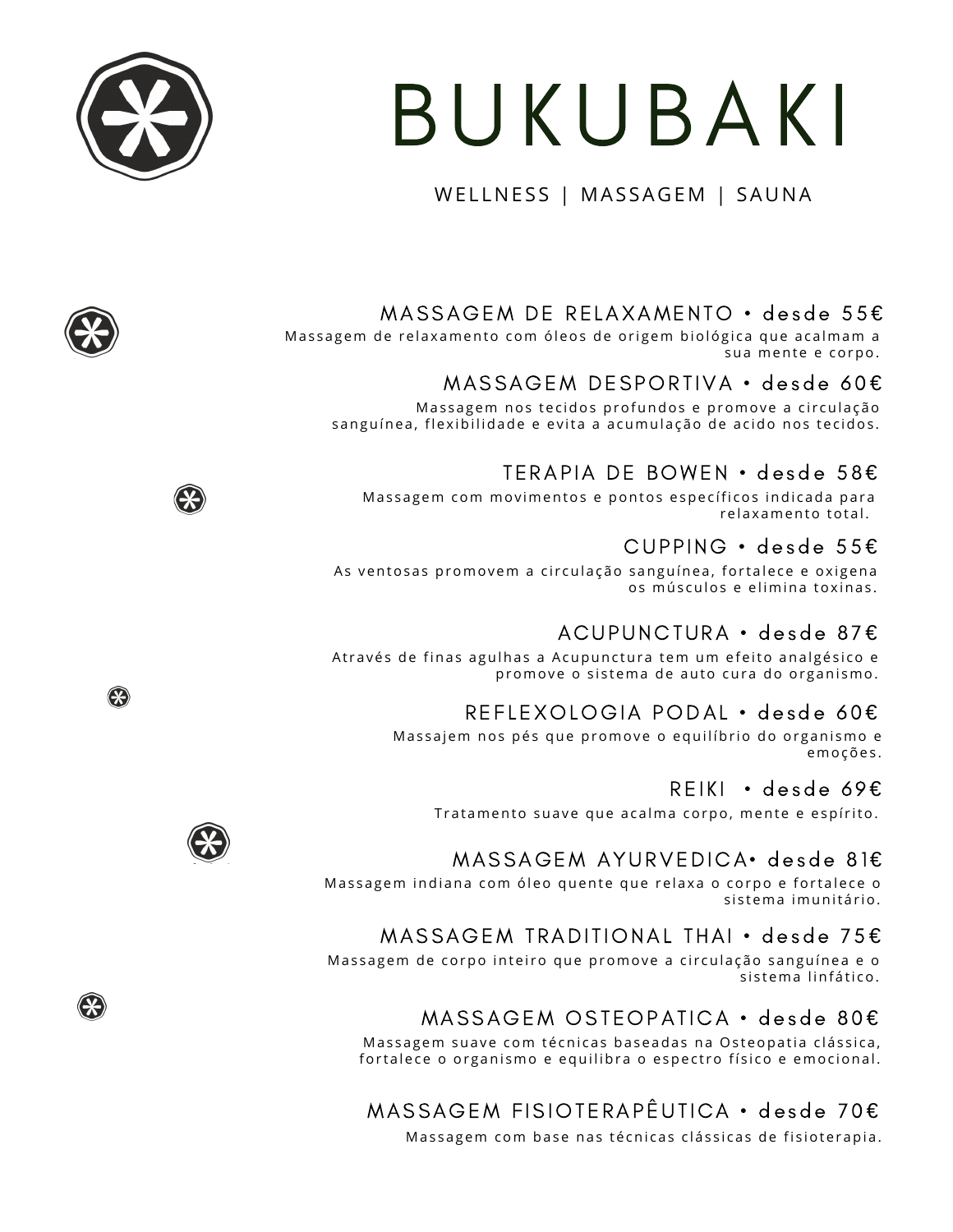# BUKUBAKI

WELLNESS | MASSAGEM | SAUNA

### MASSAGEM DE RELAXAMENTO • desde 55€

Massagem de relaxamento com óleos de origem biológica que acalmam a sua mente e corpo.

### MASSAGEM DESPORTIVA • desde 60€

Massagem nos tecidos profundos e promove a circulação sanguínea, flexibilidade e evita a acumulação de acido nos tecidos.

### TERAPIA DE BOWEN • desde 58€

Massagem com movimentos e pontos específicos indicada para relaxamento total.

### CUPPING • desde 55€

As ventosas promovem a circulação sanguínea, fortalece e oxigena os músculos e elimina toxinas.

### ACUPUNCTURA • desde 87€

Através de finas agulhas a Acupunctura tem um efeito analgésico e promove o sistema de auto cura do organismo.

### REFLEXOLOGIA PODAL • desde 60€

Massajem nos pés que promove o equilíbrio do organismo e emoções.

### REIKI • desde 69€

Tratamento suave que acalma corpo, mente e espírito.

### MASSAGEM AYURVEDICA• desde 81€

Massagem indiana com óleo quente que relaxa o corpo e fortalece o sistema imunitário.

### MASSAGEM TRADITIONAL THAI • desde 75€

Massagem de corpo inteiro que promove a circulação sanguínea e o sistema linfático.

### MASSAGEM OSTEOPATICA • desde 80€

Massagem suave com técnicas baseadas na Osteopatia clássica, fortalece o organismo e equilibra o espectro físico e emocional.

### MASSAGEM FISIOTERAPÊUTICA • desde 70€

Massagem com base nas técnicas clássicas de fisioterapia.